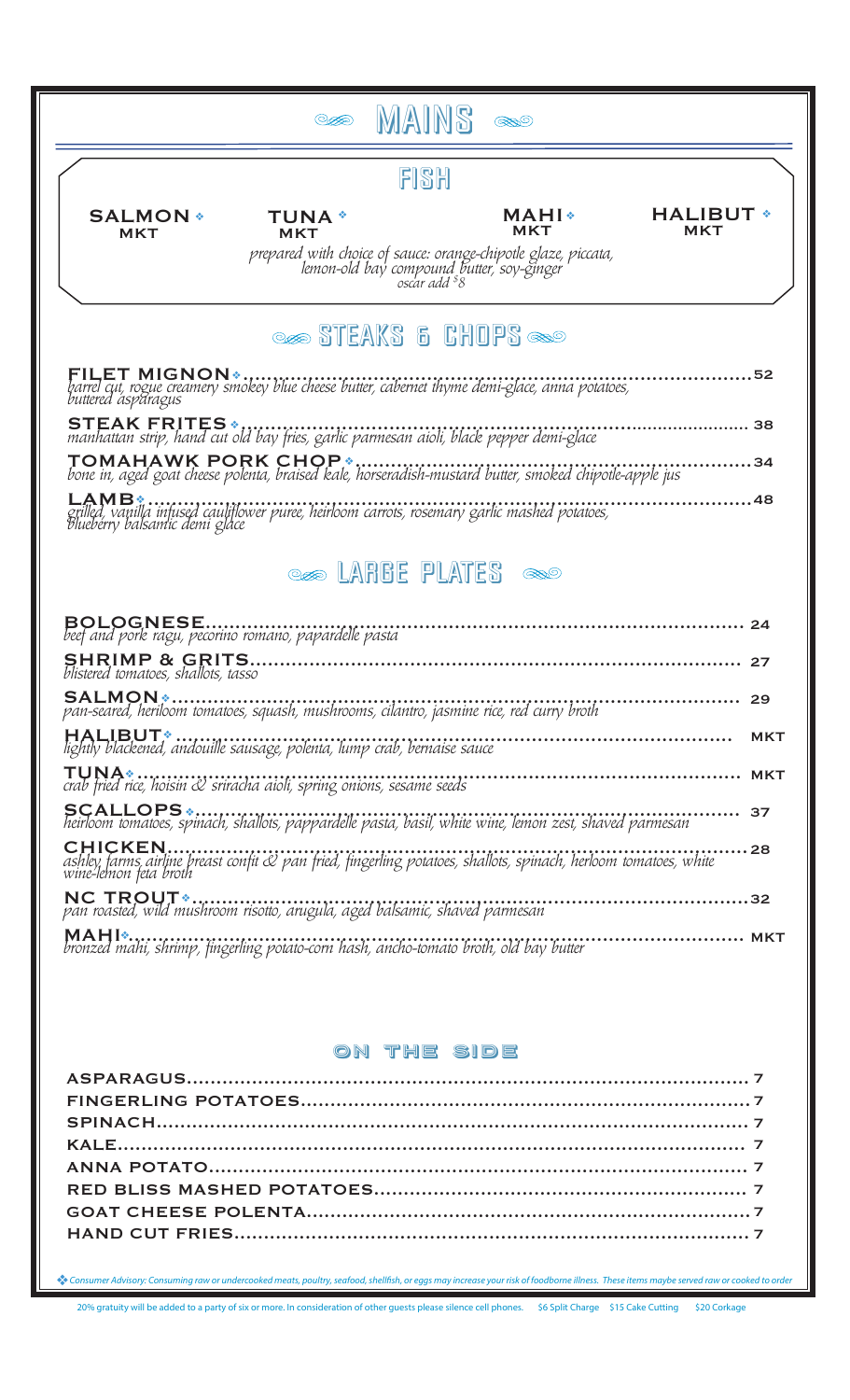# MAINS

## FISH

**SALMON** ❖ MKT

**TUNA** ❖ MKT

**MAHI** ❖ MKT

**HALIBUT** ❖ MKT

*prepared with choice of sauce: orange-chipotle glaze, piccata, lemon-old bay compound butter, soy-ginger*
*oscar add $8*

## STEAKS & CHOPS

**FILET MIGNON** ❖ ..... 52
*barrel cut, rogue creamery smokey blue cheese butter, cabernet thyme demi-glace, anna potatoes, buttered asparagus*

**STEAK FRITES** ❖ ..... 38
*manhattan strip, hand cut old bay fries, garlic parmesan aioli, black pepper demi-glace*

**TOMAHAWK PORK CHOP** ❖ ..... 34
*bone in, aged goat cheese polenta, braised kale, horseradish-mustard butter, smoked chipotle-apple jus*

**LAMB** ❖ ..... 48
*grilled, vanilla infused cauliflower puree, heirloom carrots, rosemary garlic mashed potatoes, blueberry balsamic demi glace*

## LARGE PLATES

**BOLOGNESE** ..... 24
*beef and pork ragu, pecorino romano, papardelle pasta*

**SHRIMP & GRITS** ..... 27
*blistered tomatoes, shallots, tasso*

**SALMON** ❖ ..... 29
*pan-seared, heriloom tomatoes, squash, mushrooms, cilantro, jasmine rice, red curry broth*

**HALIBUT** ❖ ..... MKT
*lightly blackened, andouille sausage, polenta, lump crab, bernaise sauce*

**TUNA** ❖ ..... MKT
*crab fried rice, hoisin & sriracha aioli, spring onions, sesame seeds*

**SCALLOPS** ❖ ..... 37
*heirloom tomatoes, spinach, shallots, pappardelle pasta, basil, white wine, lemon zest, shaved parmesan*

**CHICKEN** ..... 28
*ashley farms airline breast confit & pan fried, fingerling potatoes, shallots, spinach, herloom tomatoes, white wine-lemon feta broth*

**NC TROUT** ❖ ..... 32
*pan roasted, wild mushroom risotto, arugula, aged balsamic, shaved parmesan*

**MAHI** ❖ ..... MKT
*bronzed mahi, shrimp, fingerling potato-corn hash, ancho-tomato broth, old bay butter*

## ON THE SIDE

ASPARAGUS ..... 7
FINGERLING POTATOES ..... 7
SPINACH ..... 7
KALE ..... 7
ANNA POTATO ..... 7
RED BLISS MASHED POTATOES ..... 7
GOAT CHEESE POLENTA ..... 7
HAND CUT FRIES ..... 7

❖ *Consumer Advisory: Consuming raw or undercooked meats, poultry, seafood, shellfish, or eggs may increase your risk of foodborne illness. These items maybe served raw or cooked to order*

20% gratuity will be added to a party of six or more. In consideration of other guests please silence cell phones. $6 Split Charge $15 Cake Cutting $20 Corkage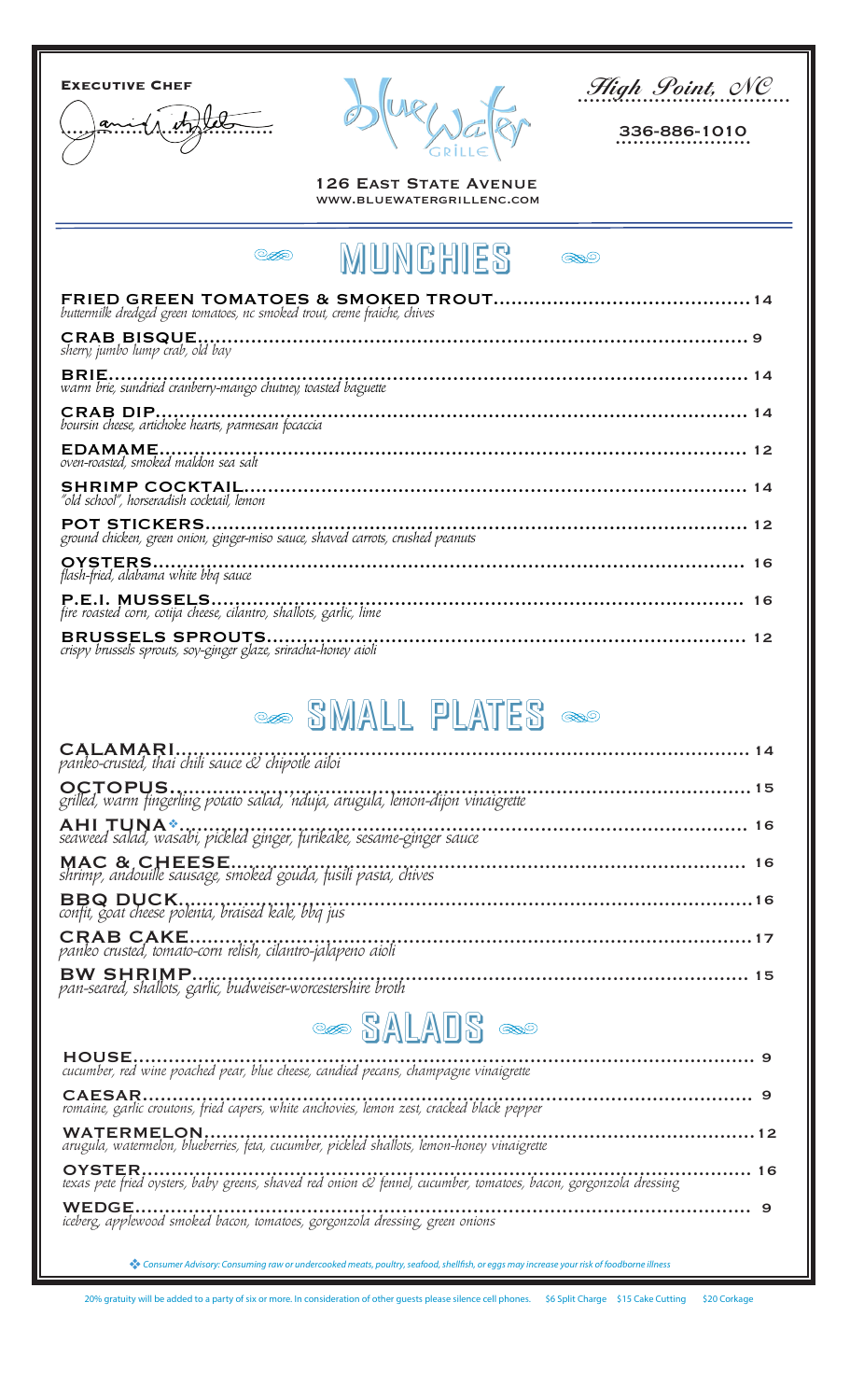**Executive Chef**

High Point, NC

336-886-1010

**126 East State Avenue**
www.bluewatergrillenc.com

## MUNCHIES

**FRIED GREEN TOMATOES & SMOKED TROUT** .......... 14
*buttermilk dredged green tomatoes, nc smoked trout, creme fraiche, chives*

**CRAB BISQUE** .......... 9
*sherry, jumbo lump crab, old bay*

**BRIE** .......... 14
*warm brie, sundried cranberry-mango chutney, toasted baguette*

**CRAB DIP** .......... 14
*boursin cheese, artichoke hearts, parmesan focaccia*

**EDAMAME** .......... 12
*oven-roasted, smoked maldon sea salt*

**SHRIMP COCKTAIL** .......... 14
*"old school", horseradish cocktail, lemon*

**POT STICKERS** .......... 12
*ground chicken, green onion, ginger-miso sauce, shaved carrots, crushed peanuts*

**OYSTERS** .......... 16
*flash-fried, alabama white bbq sauce*

**P.E.I. MUSSELS** .......... 16
*fire roasted corn, cotija cheese, cilantro, shallots, garlic, lime*

**BRUSSELS SPROUTS** .......... 12
*crispy brussels sprouts, soy-ginger glaze, sriracha-honey aioli*

## SMALL PLATES

**CALAMARI** .......... 14
*panko-crusted, thai chili sauce & chipotle ailoi*

**OCTOPUS** .......... 15
*grilled, warm fingerling potato salad, 'nduja, arugula, lemon-dijon vinaigrette*

**AHI TUNA❖** .......... 16
*seaweed salad, wasabi, pickled ginger, furikake, sesame-ginger sauce*

**MAC & CHEESE** .......... 16
*shrimp, andouille sausage, smoked gouda, fusili pasta, chives*

**BBQ DUCK** .......... 16
*confit, goat cheese polenta, braised kale, bbq jus*

**CRAB CAKE** .......... 17
*panko crusted, tomato-corn relish, cilantro-jalapeno aioli*

**BW SHRIMP** .......... 15
*pan-seared, shallots, garlic, budweiser-worcestershire broth*

## SALADS

**HOUSE** .......... 9
*cucumber, red wine poached pear, blue cheese, candied pecans, champagne vinaigrette*

**CAESAR** .......... 9
*romaine, garlic croutons, fried capers, white anchovies, lemon zest, cracked black pepper*

**WATERMELON** .......... 12
*arugula, watermelon, blueberries, feta, cucumber, pickled shallots, lemon-honey vinaigrette*

**OYSTER** .......... 16
*texas pete fried oysters, baby greens, shaved red onion & fennel, cucumber, tomatoes, bacon, gorgonzola dressing*

**WEDGE** .......... 9
*iceberg, applewood smoked bacon, tomatoes, gorgonzola dressing, green onions*

❖ *Consumer Advisory: Consuming raw or undercooked meats, poultry, seafood, shellfish, or eggs may increase your risk of foodborne illness*

20% gratuity will be added to a party of six or more. In consideration of other guests please silence cell phones. $6 Split Charge $15 Cake Cutting $20 Corkage